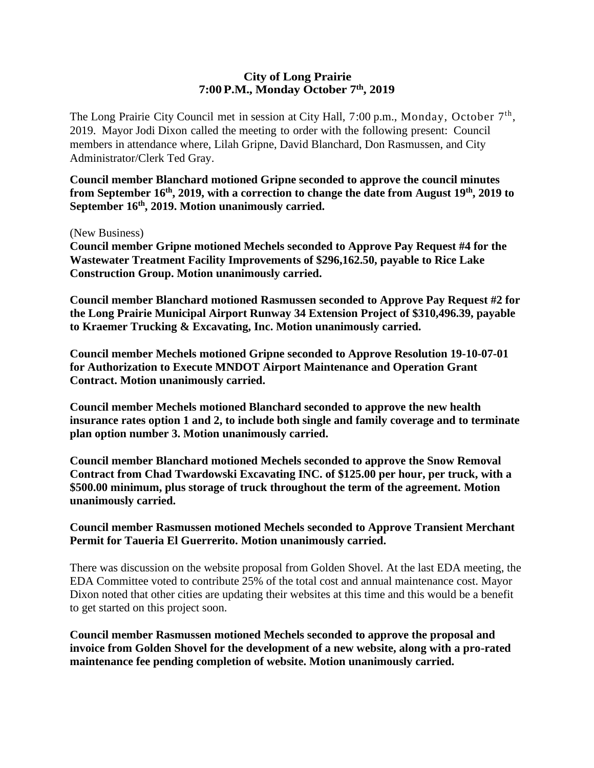**City of Long Prairie**
**7:00 P.M., Monday October 7th, 2019**

The Long Prairie City Council met in session at City Hall, 7:00 p.m., Monday, October 7th, 2019. Mayor Jodi Dixon called the meeting to order with the following present: Council members in attendance where, Lilah Gripne, David Blanchard, Don Rasmussen, and City Administrator/Clerk Ted Gray.

**Council member Blanchard motioned Gripne seconded to approve the council minutes from September 16th, 2019, with a correction to change the date from August 19th, 2019 to September 16th, 2019. Motion unanimously carried.**

(New Business)

**Council member Gripne motioned Mechels seconded to Approve Pay Request #4 for the Wastewater Treatment Facility Improvements of $296,162.50, payable to Rice Lake Construction Group. Motion unanimously carried.**

**Council member Blanchard motioned Rasmussen seconded to Approve Pay Request #2 for the Long Prairie Municipal Airport Runway 34 Extension Project of $310,496.39, payable to Kraemer Trucking & Excavating, Inc. Motion unanimously carried.**

**Council member Mechels motioned Gripne seconded to Approve Resolution 19-10-07-01 for Authorization to Execute MNDOT Airport Maintenance and Operation Grant Contract. Motion unanimously carried.**

**Council member Mechels motioned Blanchard seconded to approve the new health insurance rates option 1 and 2, to include both single and family coverage and to terminate plan option number 3. Motion unanimously carried.**

**Council member Blanchard motioned Mechels seconded to approve the Snow Removal Contract from Chad Twardowski Excavating INC. of $125.00 per hour, per truck, with a $500.00 minimum, plus storage of truck throughout the term of the agreement. Motion unanimously carried.**

**Council member Rasmussen motioned Mechels seconded to Approve Transient Merchant Permit for Taueria El Guerrerito. Motion unanimously carried.**

There was discussion on the website proposal from Golden Shovel. At the last EDA meeting, the EDA Committee voted to contribute 25% of the total cost and annual maintenance cost. Mayor Dixon noted that other cities are updating their websites at this time and this would be a benefit to get started on this project soon.

**Council member Rasmussen motioned Mechels seconded to approve the proposal and invoice from Golden Shovel for the development of a new website, along with a pro-rated maintenance fee pending completion of website. Motion unanimously carried.**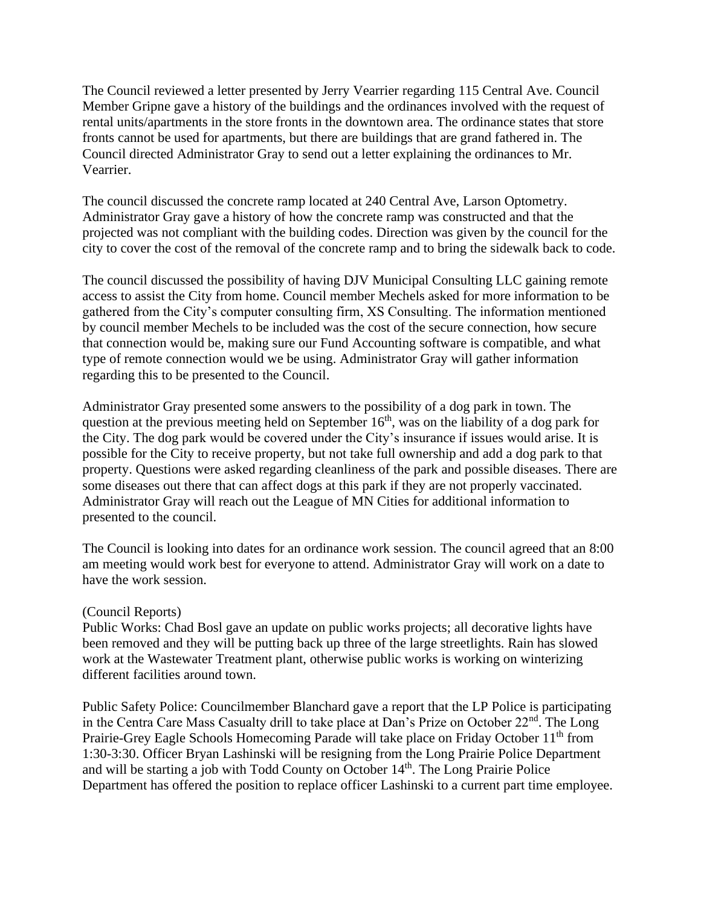The Council reviewed a letter presented by Jerry Vearrier regarding 115 Central Ave. Council Member Gripne gave a history of the buildings and the ordinances involved with the request of rental units/apartments in the store fronts in the downtown area. The ordinance states that store fronts cannot be used for apartments, but there are buildings that are grand fathered in. The Council directed Administrator Gray to send out a letter explaining the ordinances to Mr. Vearrier.

The council discussed the concrete ramp located at 240 Central Ave, Larson Optometry. Administrator Gray gave a history of how the concrete ramp was constructed and that the projected was not compliant with the building codes. Direction was given by the council for the city to cover the cost of the removal of the concrete ramp and to bring the sidewalk back to code.

The council discussed the possibility of having DJV Municipal Consulting LLC gaining remote access to assist the City from home. Council member Mechels asked for more information to be gathered from the City's computer consulting firm, XS Consulting. The information mentioned by council member Mechels to be included was the cost of the secure connection, how secure that connection would be, making sure our Fund Accounting software is compatible, and what type of remote connection would we be using. Administrator Gray will gather information regarding this to be presented to the Council.

Administrator Gray presented some answers to the possibility of a dog park in town. The question at the previous meeting held on September 16th, was on the liability of a dog park for the City. The dog park would be covered under the City's insurance if issues would arise. It is possible for the City to receive property, but not take full ownership and add a dog park to that property. Questions were asked regarding cleanliness of the park and possible diseases. There are some diseases out there that can affect dogs at this park if they are not properly vaccinated. Administrator Gray will reach out the League of MN Cities for additional information to presented to the council.

The Council is looking into dates for an ordinance work session. The council agreed that an 8:00 am meeting would work best for everyone to attend. Administrator Gray will work on a date to have the work session.

(Council Reports)
Public Works: Chad Bosl gave an update on public works projects; all decorative lights have been removed and they will be putting back up three of the large streetlights. Rain has slowed work at the Wastewater Treatment plant, otherwise public works is working on winterizing different facilities around town.

Public Safety Police: Councilmember Blanchard gave a report that the LP Police is participating in the Centra Care Mass Casualty drill to take place at Dan's Prize on October 22nd. The Long Prairie-Grey Eagle Schools Homecoming Parade will take place on Friday October 11th from 1:30-3:30. Officer Bryan Lashinski will be resigning from the Long Prairie Police Department and will be starting a job with Todd County on October 14th. The Long Prairie Police Department has offered the position to replace officer Lashinski to a current part time employee.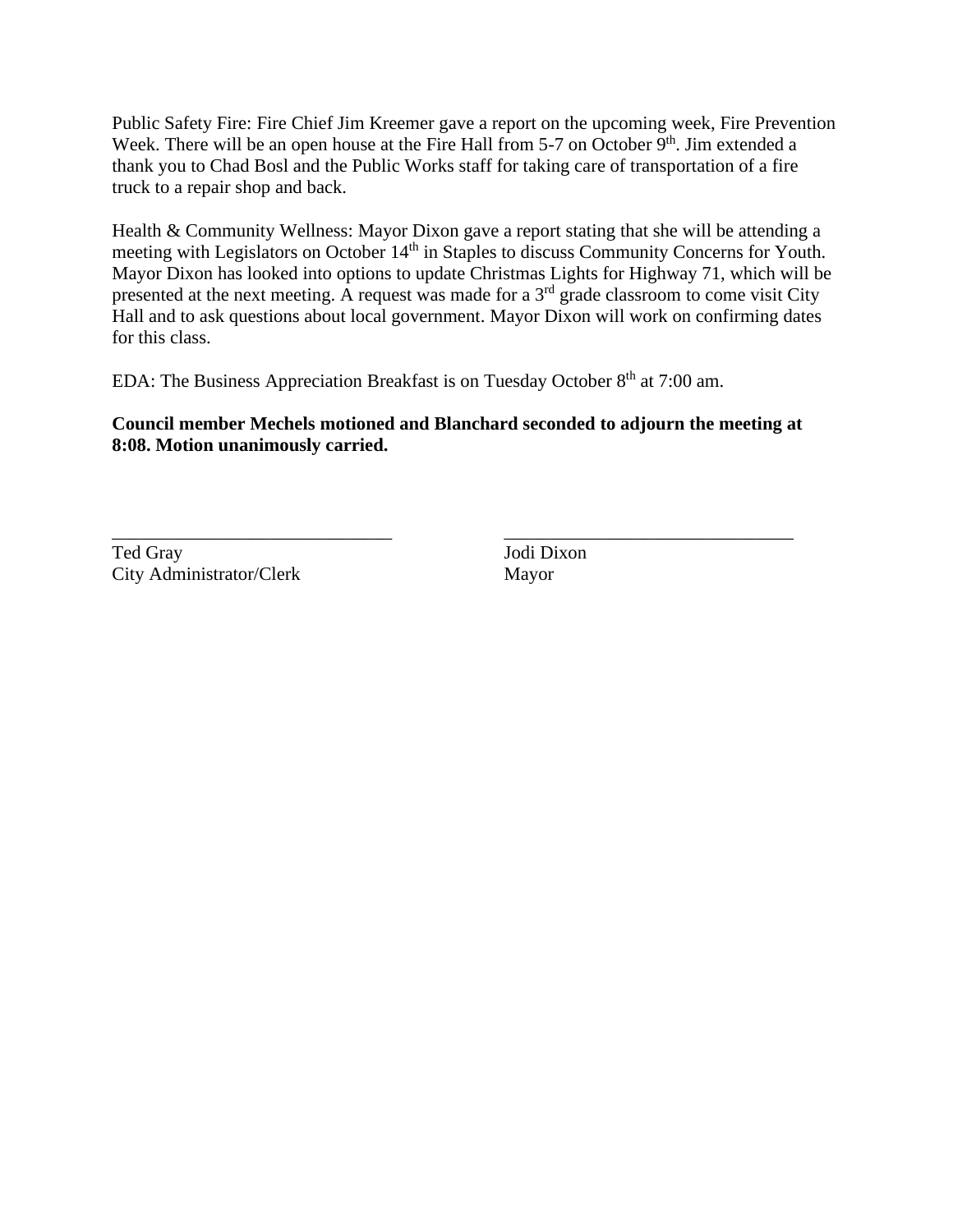Public Safety Fire: Fire Chief Jim Kreemer gave a report on the upcoming week, Fire Prevention Week. There will be an open house at the Fire Hall from 5-7 on October 9th. Jim extended a thank you to Chad Bosl and the Public Works staff for taking care of transportation of a fire truck to a repair shop and back.

Health & Community Wellness: Mayor Dixon gave a report stating that she will be attending a meeting with Legislators on October 14th in Staples to discuss Community Concerns for Youth. Mayor Dixon has looked into options to update Christmas Lights for Highway 71, which will be presented at the next meeting. A request was made for a 3rd grade classroom to come visit City Hall and to ask questions about local government. Mayor Dixon will work on confirming dates for this class.

EDA: The Business Appreciation Breakfast is on Tuesday October 8th at 7:00 am.

**Council member Mechels motioned and Blanchard seconded to adjourn the meeting at 8:08. Motion unanimously carried.**

| | |
|---|---|
| ______________________________ | ______________________________ |
| Ted Gray | Jodi Dixon |
| City Administrator/Clerk | Mayor |